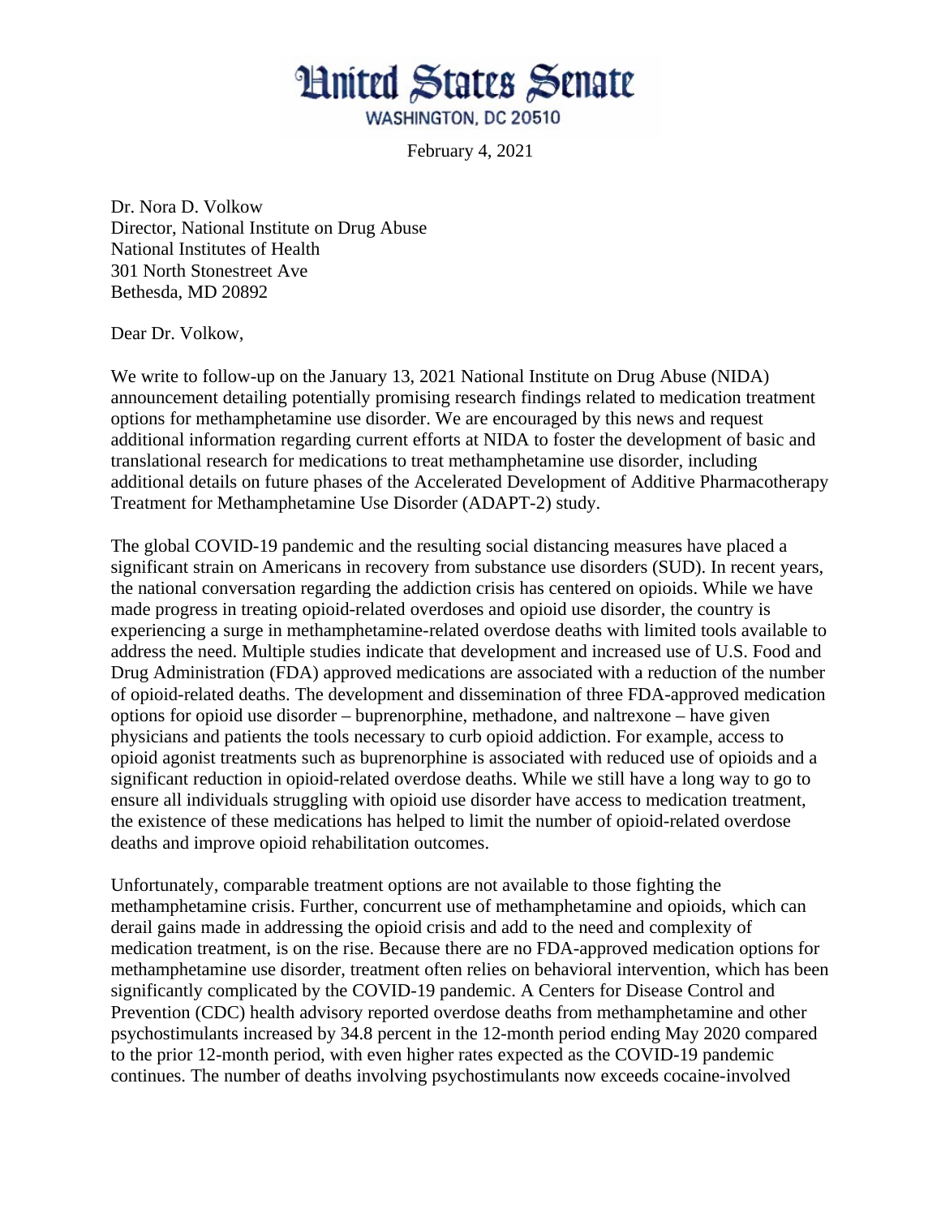# United States Senate

WASHINGTON, DC 20510

February 4, 2021

Dr. Nora D. Volkow
Director, National Institute on Drug Abuse
National Institutes of Health
301 North Stonestreet Ave
Bethesda, MD 20892

Dear Dr. Volkow,

We write to follow-up on the January 13, 2021 National Institute on Drug Abuse (NIDA) announcement detailing potentially promising research findings related to medication treatment options for methamphetamine use disorder. We are encouraged by this news and request additional information regarding current efforts at NIDA to foster the development of basic and translational research for medications to treat methamphetamine use disorder, including additional details on future phases of the Accelerated Development of Additive Pharmacotherapy Treatment for Methamphetamine Use Disorder (ADAPT-2) study.

The global COVID-19 pandemic and the resulting social distancing measures have placed a significant strain on Americans in recovery from substance use disorders (SUD). In recent years, the national conversation regarding the addiction crisis has centered on opioids. While we have made progress in treating opioid-related overdoses and opioid use disorder, the country is experiencing a surge in methamphetamine-related overdose deaths with limited tools available to address the need. Multiple studies indicate that development and increased use of U.S. Food and Drug Administration (FDA) approved medications are associated with a reduction of the number of opioid-related deaths. The development and dissemination of three FDA-approved medication options for opioid use disorder – buprenorphine, methadone, and naltrexone – have given physicians and patients the tools necessary to curb opioid addiction. For example, access to opioid agonist treatments such as buprenorphine is associated with reduced use of opioids and a significant reduction in opioid-related overdose deaths. While we still have a long way to go to ensure all individuals struggling with opioid use disorder have access to medication treatment, the existence of these medications has helped to limit the number of opioid-related overdose deaths and improve opioid rehabilitation outcomes.

Unfortunately, comparable treatment options are not available to those fighting the methamphetamine crisis. Further, concurrent use of methamphetamine and opioids, which can derail gains made in addressing the opioid crisis and add to the need and complexity of medication treatment, is on the rise. Because there are no FDA-approved medication options for methamphetamine use disorder, treatment often relies on behavioral intervention, which has been significantly complicated by the COVID-19 pandemic. A Centers for Disease Control and Prevention (CDC) health advisory reported overdose deaths from methamphetamine and other psychostimulants increased by 34.8 percent in the 12-month period ending May 2020 compared to the prior 12-month period, with even higher rates expected as the COVID-19 pandemic continues. The number of deaths involving psychostimulants now exceeds cocaine-involved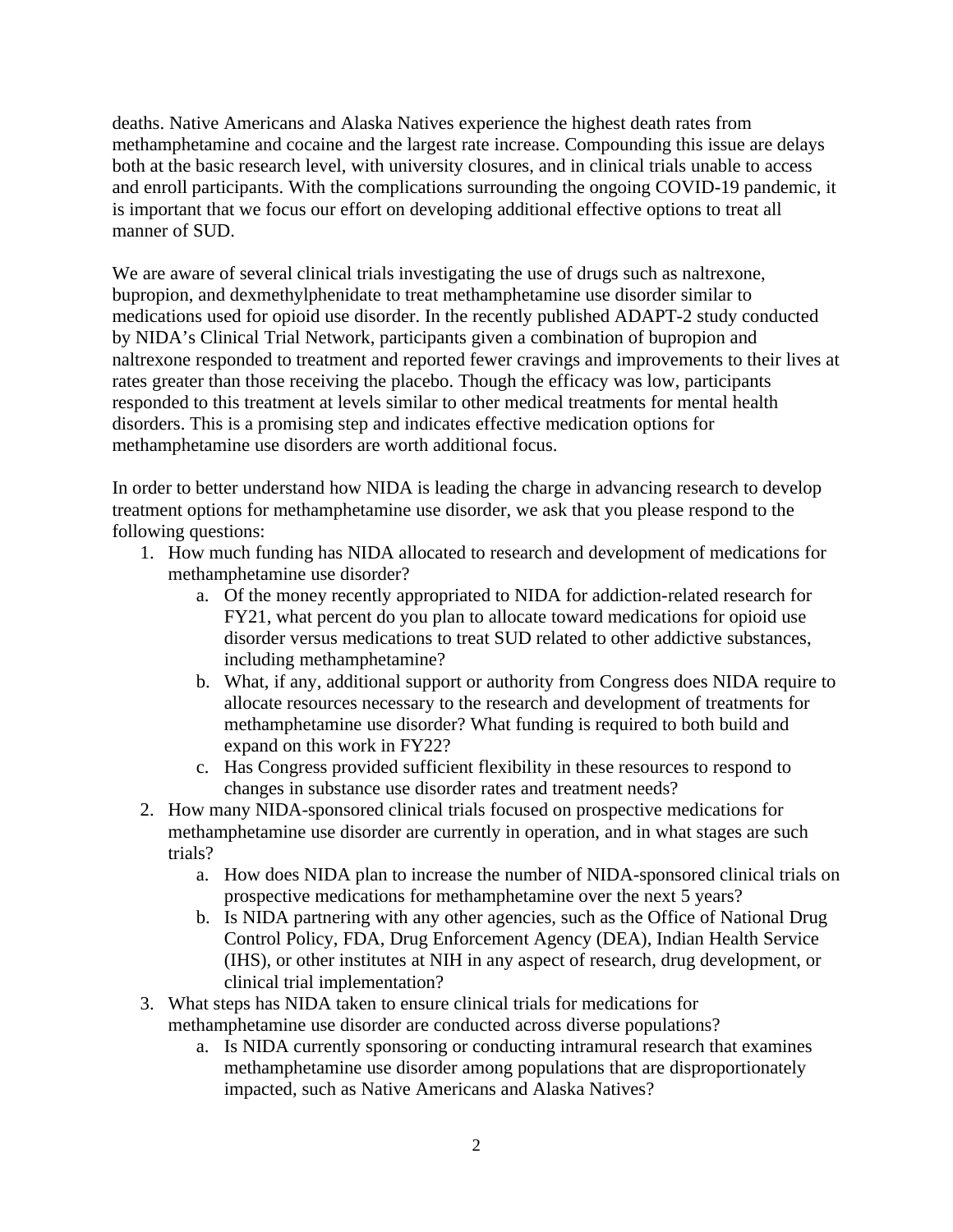deaths. Native Americans and Alaska Natives experience the highest death rates from methamphetamine and cocaine and the largest rate increase. Compounding this issue are delays both at the basic research level, with university closures, and in clinical trials unable to access and enroll participants. With the complications surrounding the ongoing COVID-19 pandemic, it is important that we focus our effort on developing additional effective options to treat all manner of SUD.

We are aware of several clinical trials investigating the use of drugs such as naltrexone, bupropion, and dexmethylphenidate to treat methamphetamine use disorder similar to medications used for opioid use disorder. In the recently published ADAPT-2 study conducted by NIDA's Clinical Trial Network, participants given a combination of bupropion and naltrexone responded to treatment and reported fewer cravings and improvements to their lives at rates greater than those receiving the placebo. Though the efficacy was low, participants responded to this treatment at levels similar to other medical treatments for mental health disorders. This is a promising step and indicates effective medication options for methamphetamine use disorders are worth additional focus.

In order to better understand how NIDA is leading the charge in advancing research to develop treatment options for methamphetamine use disorder, we ask that you please respond to the following questions:

1. How much funding has NIDA allocated to research and development of medications for methamphetamine use disorder?
    a. Of the money recently appropriated to NIDA for addiction-related research for FY21, what percent do you plan to allocate toward medications for opioid use disorder versus medications to treat SUD related to other addictive substances, including methamphetamine?
    b. What, if any, additional support or authority from Congress does NIDA require to allocate resources necessary to the research and development of treatments for methamphetamine use disorder? What funding is required to both build and expand on this work in FY22?
    c. Has Congress provided sufficient flexibility in these resources to respond to changes in substance use disorder rates and treatment needs?
2. How many NIDA-sponsored clinical trials focused on prospective medications for methamphetamine use disorder are currently in operation, and in what stages are such trials?
    a. How does NIDA plan to increase the number of NIDA-sponsored clinical trials on prospective medications for methamphetamine over the next 5 years?
    b. Is NIDA partnering with any other agencies, such as the Office of National Drug Control Policy, FDA, Drug Enforcement Agency (DEA), Indian Health Service (IHS), or other institutes at NIH in any aspect of research, drug development, or clinical trial implementation?
3. What steps has NIDA taken to ensure clinical trials for medications for methamphetamine use disorder are conducted across diverse populations?
    a. Is NIDA currently sponsoring or conducting intramural research that examines methamphetamine use disorder among populations that are disproportionately impacted, such as Native Americans and Alaska Natives?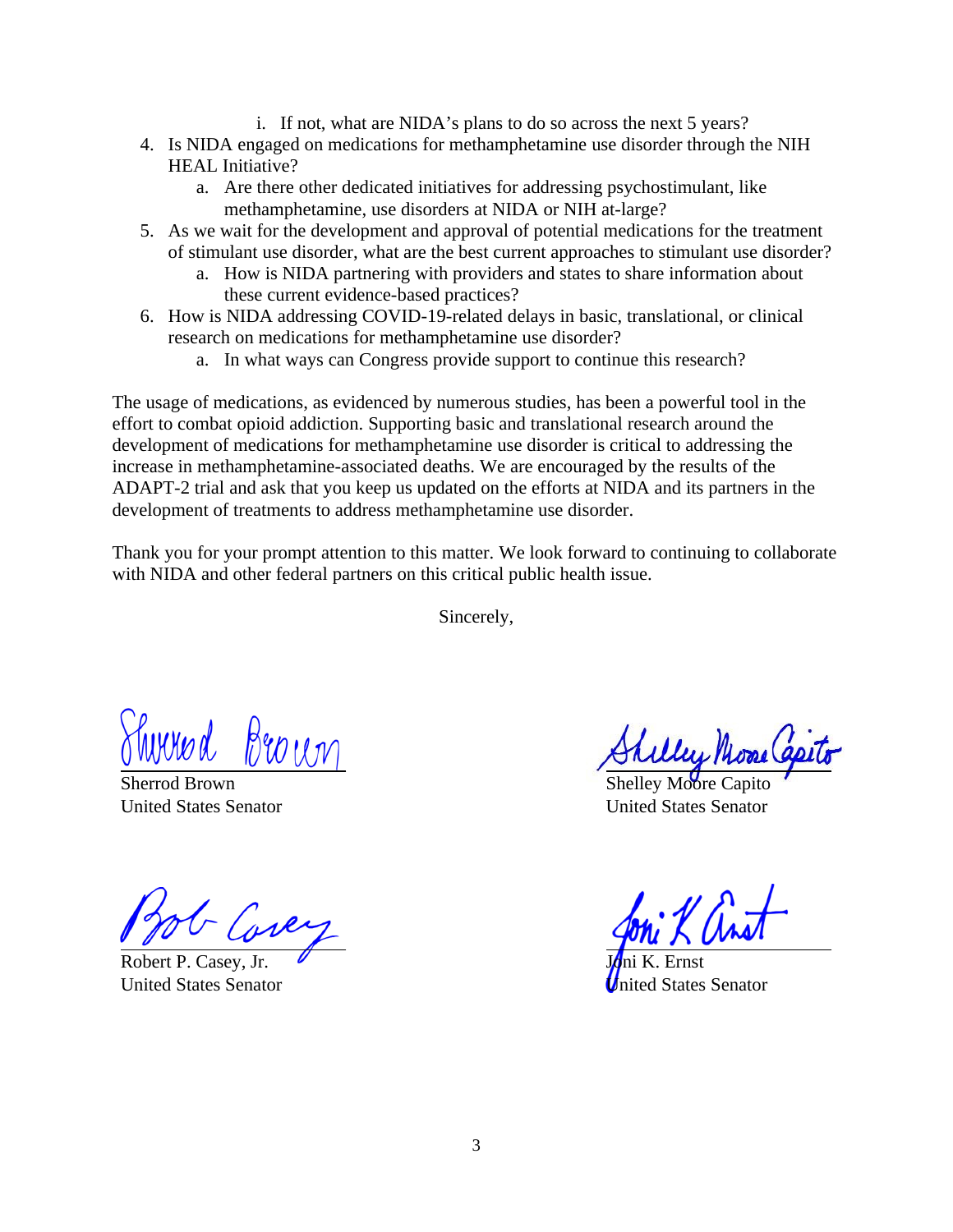i. If not, what are NIDA's plans to do so across the next 5 years?

4. Is NIDA engaged on medications for methamphetamine use disorder through the NIH HEAL Initiative?
   a. Are there other dedicated initiatives for addressing psychostimulant, like methamphetamine, use disorders at NIDA or NIH at-large?
5. As we wait for the development and approval of potential medications for the treatment of stimulant use disorder, what are the best current approaches to stimulant use disorder?
   a. How is NIDA partnering with providers and states to share information about these current evidence-based practices?
6. How is NIDA addressing COVID-19-related delays in basic, translational, or clinical research on medications for methamphetamine use disorder?
   a. In what ways can Congress provide support to continue this research?

The usage of medications, as evidenced by numerous studies, has been a powerful tool in the effort to combat opioid addiction. Supporting basic and translational research around the development of medications for methamphetamine use disorder is critical to addressing the increase in methamphetamine-associated deaths. We are encouraged by the results of the ADAPT-2 trial and ask that you keep us updated on the efforts at NIDA and its partners in the development of treatments to address methamphetamine use disorder.

Thank you for your prompt attention to this matter. We look forward to continuing to collaborate with NIDA and other federal partners on this critical public health issue.

Sincerely,

Sherrod Brown
United States Senator

Shelley Moore Capito
United States Senator

Robert P. Casey, Jr.
United States Senator

Joni K. Ernst
United States Senator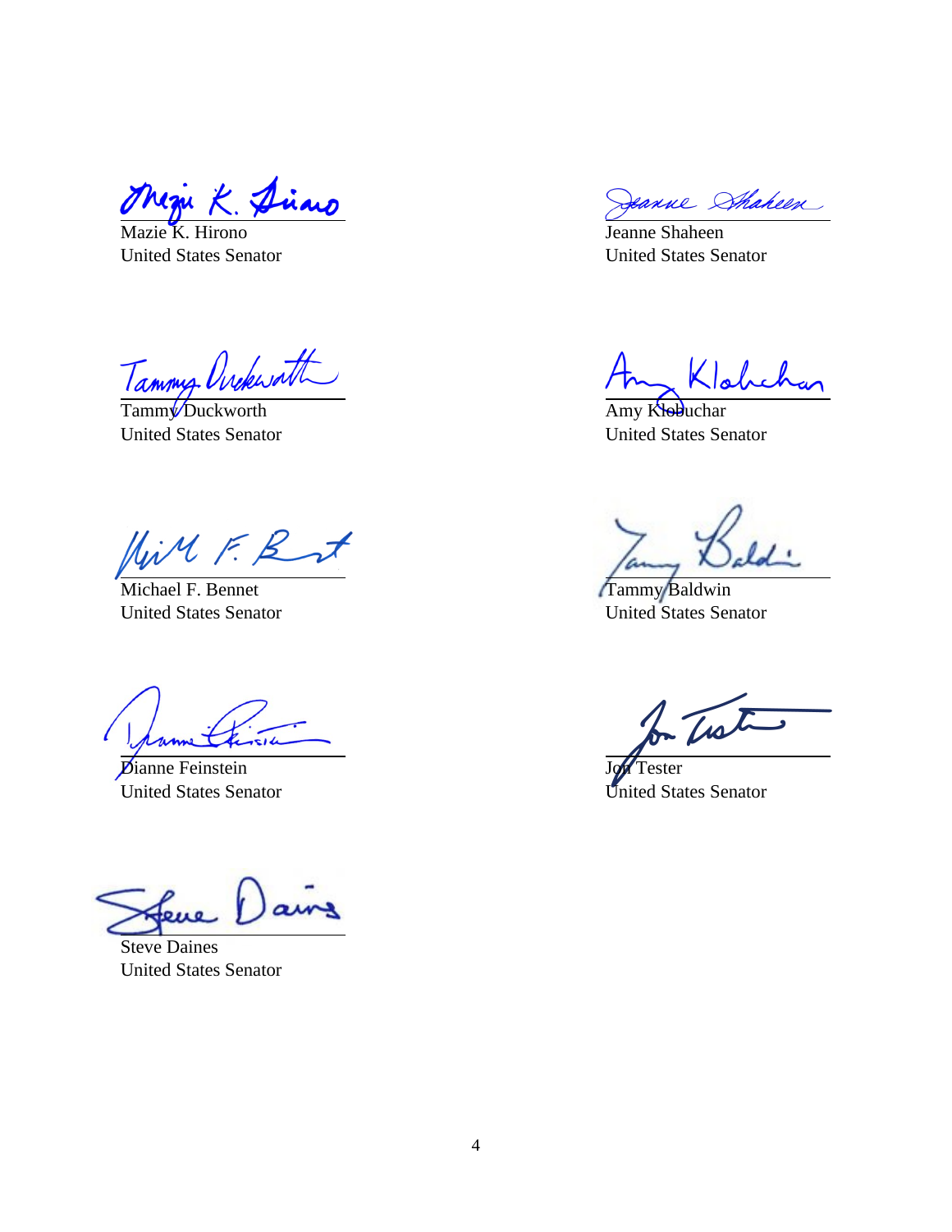Mazie K. Hirono
United States Senator

Jeanne Shaheen
United States Senator

Tammy Duckworth
United States Senator

Amy Klobuchar
United States Senator

Michael F. Bennet
United States Senator

Tammy Baldwin
United States Senator

Dianne Feinstein
United States Senator

Jon Tester
United States Senator

Steve Daines
United States Senator